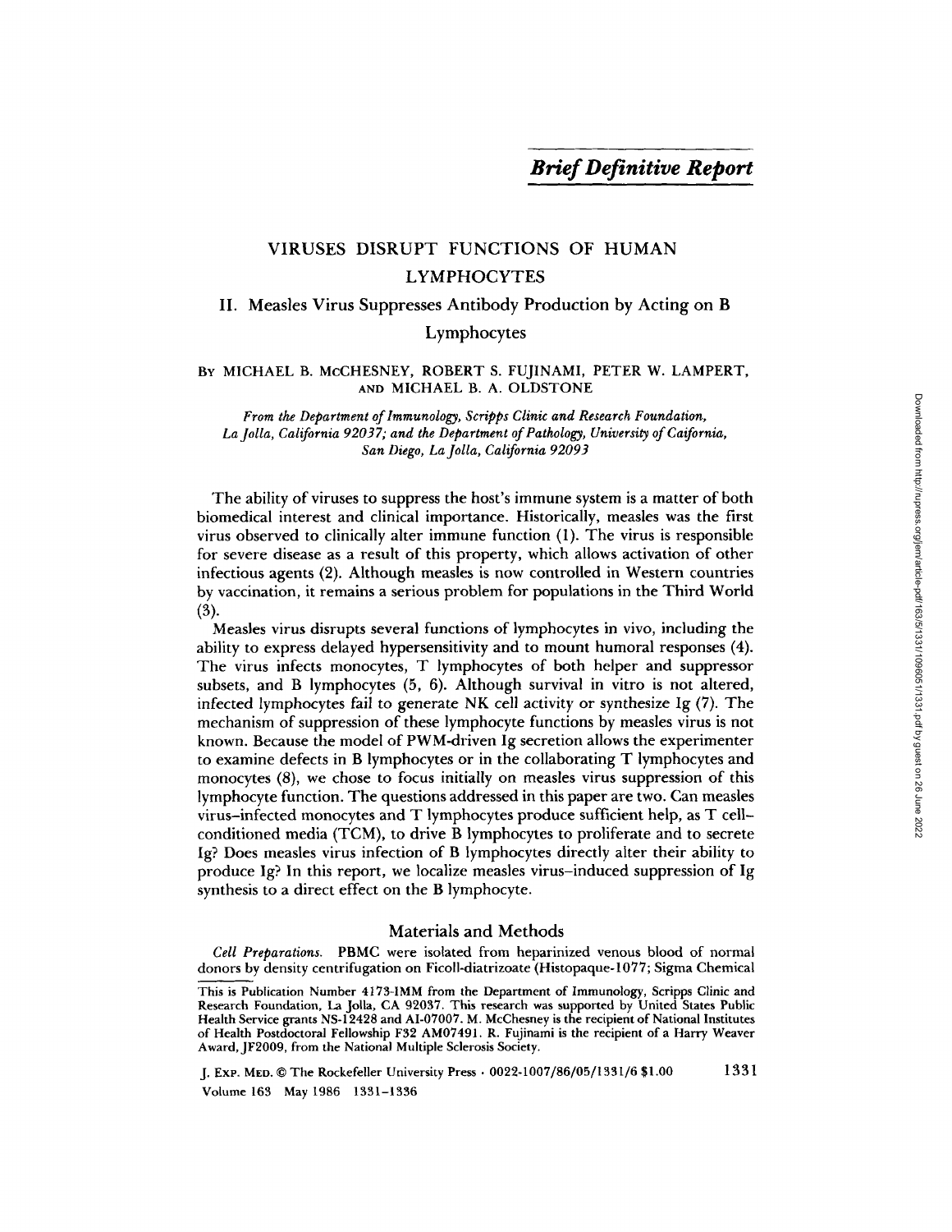*Brief Definitive Report*

# VIRUSES DISRUPT FUNCTIONS OF HUMAN LYMPHOCYTES

## II. Measles Virus Suppresses Antibody Production by Acting on B Lymphocytes

BY MICHAEL B. MCCHESNEY, ROBERT S. FUJINAMI, PETER W. LAMPERT, AND MICHAEL B. A. OLDSTONE

*From the Department of Immunology, Scripps Clinic and Research Foundation, La Jolla, California 92037; and the Department of Pathology, University of Caifornia, San Diego, La Jolla, California 92093*

The ability of viruses to suppress the host's immune system is a matter of both biomedical interest and clinical importance. Historically, measles was the first virus observed to clinically alter immune function (1). The virus is responsible for severe disease as a result of this property, which allows activation of other infectious agents (2). Although measles is now controlled in Western countries by vaccination, it remains a serious problem for populations in the Third World (3).

Measles virus disrupts several functions of lymphocytes in vivo, including the ability to express delayed hypersensitivity and to mount humoral responses (4). The virus infects monocytes, T lymphocytes of both helper and suppressor subsets, and B lymphocytes (5, 6). Although survival in vitro is not altered, infected lymphocytes fail to generate NK cell activity or synthesize Ig (7). The mechanism of suppression of these lymphocyte functions by measles virus is not known. Because the model of PWM-driven Ig secretion allows the experimenter to examine defects in B lymphocytes or in the collaborating T lymphocytes and monocytes (8), we chose to focus initially on measles virus suppression of this lymphocyte function. The questions addressed in this paper are two. Can measles virus–infected monocytes and T lymphocytes produce sufficient help, as T cell–conditioned media (TCM), to drive B lymphocytes to proliferate and to secrete Ig? Does measles virus infection of B lymphocytes directly alter their ability to produce Ig? In this report, we localize measles virus–induced suppression of Ig synthesis to a direct effect on the B lymphocyte.

## Materials and Methods

*Cell Preparations.* PBMC were isolated from heparinized venous blood of normal donors by density centrifugation on Ficoll-diatrizoate (Histopaque-1077; Sigma Chemical

This is Publication Number 4173-IMM from the Department of Immunology, Scripps Clinic and Research Foundation, La Jolla, CA 92037. This research was supported by United States Public Health Service grants NS-12428 and AI-07007. M. McChesney is the recipient of National Institutes of Health Postdoctoral Fellowship F32 AM07491. R. Fujinami is the recipient of a Harry Weaver Award, JF2009, from the National Multiple Sclerosis Society.

J. EXP. MED. © The Rockefeller University Press · 0022-1007/86/05/1331/6 $1.00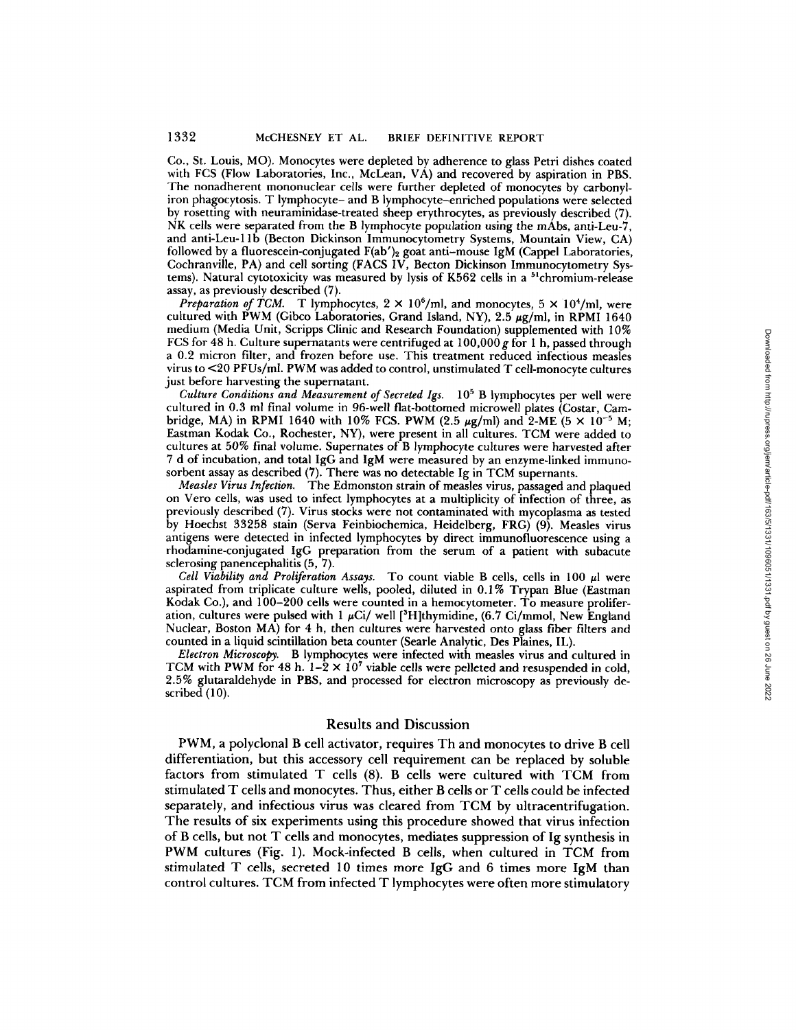Co., St. Louis, MO). Monocytes were depleted by adherence to glass Petri dishes coated with FCS (Flow Laboratories, Inc., McLean, VA) and recovered by aspiration in PBS. The nonadherent mononuclear cells were further depleted of monocytes by carbonyl-iron phagocytosis. T lymphocyte– and B lymphocyte–enriched populations were selected by rosetting with neuraminidase-treated sheep erythrocytes, as previously described (7). NK cells were separated from the B lymphocyte population using the mAbs, anti-Leu-7, and anti-Leu-11b (Becton Dickinson Immunocytometry Systems, Mountain View, CA) followed by a fluorescein-conjugated $F(ab')_2$ goat anti–mouse IgM (Cappel Laboratories, Cochranville, PA) and cell sorting (FACS IV, Becton Dickinson Immunocytometry Systems). Natural cytotoxicity was measured by lysis of K562 cells in a $^{51}$chromium-release assay, as previously described (7).

*Preparation of TCM.* T lymphocytes, $2 \times 10^6$/ml, and monocytes, $5 \times 10^4$/ml, were cultured with PWM (Gibco Laboratories, Grand Island, NY), 2.5 μg/ml, in RPMI 1640 medium (Media Unit, Scripps Clinic and Research Foundation) supplemented with 10% FCS for 48 h. Culture supernatants were centrifuged at 100,000 *g* for 1 h, passed through a 0.2 micron filter, and frozen before use. This treatment reduced infectious measles virus to <20 PFUs/ml. PWM was added to control, unstimulated T cell-monocyte cultures just before harvesting the supernatant.

*Culture Conditions and Measurement of Secreted Igs.* $10^5$ B lymphocytes per well were cultured in 0.3 ml final volume in 96-well flat-bottomed microwell plates (Costar, Cambridge, MA) in RPMI 1640 with 10% FCS. PWM (2.5 μg/ml) and 2-ME ($5 \times 10^{-5}$ M; Eastman Kodak Co., Rochester, NY), were present in all cultures. TCM were added to cultures at 50% final volume. Supernates of B lymphocyte cultures were harvested after 7 d of incubation, and total IgG and IgM were measured by an enzyme-linked immunosorbent assay as described (7). There was no detectable Ig in TCM supernants.

*Measles Virus Infection.* The Edmonston strain of measles virus, passaged and plaqued on Vero cells, was used to infect lymphocytes at a multiplicity of infection of three, as previously described (7). Virus stocks were not contaminated with mycoplasma as tested by Hoechst 33258 stain (Serva Feinbiochemica, Heidelberg, FRG) (9). Measles virus antigens were detected in infected lymphocytes by direct immunofluorescence using a rhodamine-conjugated IgG preparation from the serum of a patient with subacute sclerosing panencephalitis (5, 7).

*Cell Viability and Proliferation Assays.* To count viable B cells, cells in 100 μl were aspirated from triplicate culture wells, pooled, diluted in 0.1% Trypan Blue (Eastman Kodak Co.), and 100–200 cells were counted in a hemocytometer. To measure proliferation, cultures were pulsed with 1 μCi/ well [$^3$H]thymidine, (6.7 Ci/mmol, New England Nuclear, Boston MA) for 4 h, then cultures were harvested onto glass fiber filters and counted in a liquid scintillation beta counter (Searle Analytic, Des Plaines, IL).

*Electron Microscopy.* B lymphocytes were infected with measles virus and cultured in TCM with PWM for 48 h. $1–2 \times 10^7$ viable cells were pelleted and resuspended in cold, 2.5% glutaraldehyde in PBS, and processed for electron microscopy as previously described (10).

## Results and Discussion

PWM, a polyclonal B cell activator, requires Th and monocytes to drive B cell differentiation, but this accessory cell requirement can be replaced by soluble factors from stimulated T cells (8). B cells were cultured with TCM from stimulated T cells and monocytes. Thus, either B cells or T cells could be infected separately, and infectious virus was cleared from TCM by ultracentrifugation. The results of six experiments using this procedure showed that virus infection of B cells, but not T cells and monocytes, mediates suppression of Ig synthesis in PWM cultures (Fig. 1). Mock-infected B cells, when cultured in TCM from stimulated T cells, secreted 10 times more IgG and 6 times more IgM than control cultures. TCM from infected T lymphocytes were often more stimulatory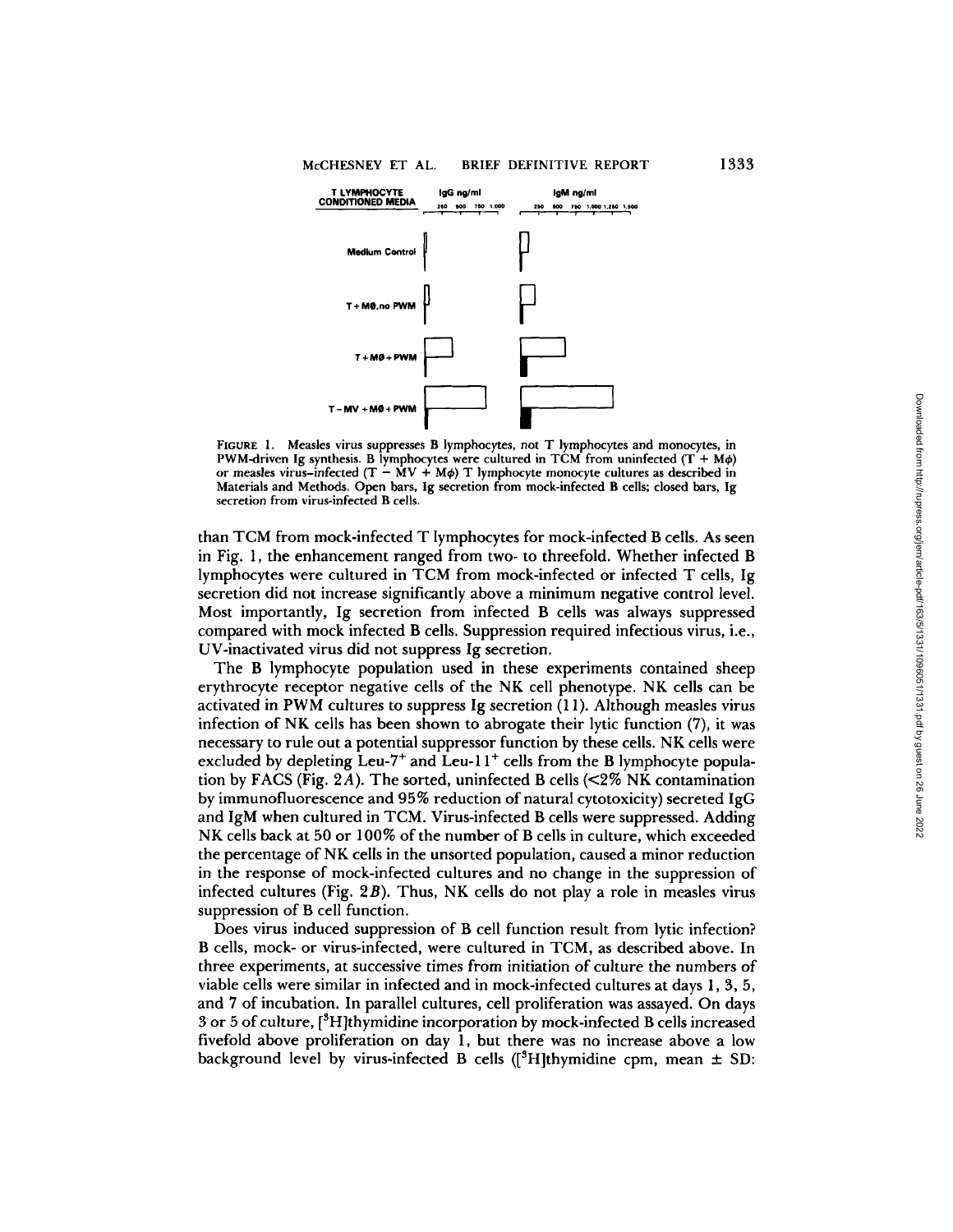FIGURE 1. Measles virus suppresses B lymphocytes, not T lymphocytes and monocytes, in PWM-driven Ig synthesis. B lymphocytes were cultured in TCM from uninfected (T + Mϕ) or measles virus-infected (T − MV + Mϕ) T lymphocyte monocyte cultures as described in Materials and Methods. Open bars, Ig secretion from mock-infected B cells; closed bars, Ig secretion from virus-infected B cells.

than TCM from mock-infected T lymphocytes for mock-infected B cells. As seen in Fig. 1, the enhancement ranged from two- to threefold. Whether infected B lymphocytes were cultured in TCM from mock-infected or infected T cells, Ig secretion did not increase significantly above a minimum negative control level. Most importantly, Ig secretion from infected B cells was always suppressed compared with mock infected B cells. Suppression required infectious virus, i.e., UV-inactivated virus did not suppress Ig secretion.

The B lymphocyte population used in these experiments contained sheep erythrocyte receptor negative cells of the NK cell phenotype. NK cells can be activated in PWM cultures to suppress Ig secretion (11). Although measles virus infection of NK cells has been shown to abrogate their lytic function (7), it was necessary to rule out a potential suppressor function by these cells. NK cells were excluded by depleting Leu-7$^+$ and Leu-11$^+$ cells from the B lymphocyte population by FACS (Fig. 2*A*). The sorted, uninfected B cells (<2% NK contamination by immunofluorescence and 95% reduction of natural cytotoxicity) secreted IgG and IgM when cultured in TCM. Virus-infected B cells were suppressed. Adding NK cells back at 50 or 100% of the number of B cells in culture, which exceeded the percentage of NK cells in the unsorted population, caused a minor reduction in the response of mock-infected cultures and no change in the suppression of infected cultures (Fig. 2*B*). Thus, NK cells do not play a role in measles virus suppression of B cell function.

Does virus induced suppression of B cell function result from lytic infection? B cells, mock- or virus-infected, were cultured in TCM, as described above. In three experiments, at successive times from initiation of culture the numbers of viable cells were similar in infected and in mock-infected cultures at days 1, 3, 5, and 7 of incubation. In parallel cultures, cell proliferation was assayed. On days 3 or 5 of culture, [$^3$H]thymidine incorporation by mock-infected B cells increased fivefold above proliferation on day 1, but there was no increase above a low background level by virus-infected B cells ([$^3$H]thymidine cpm, mean ± SD: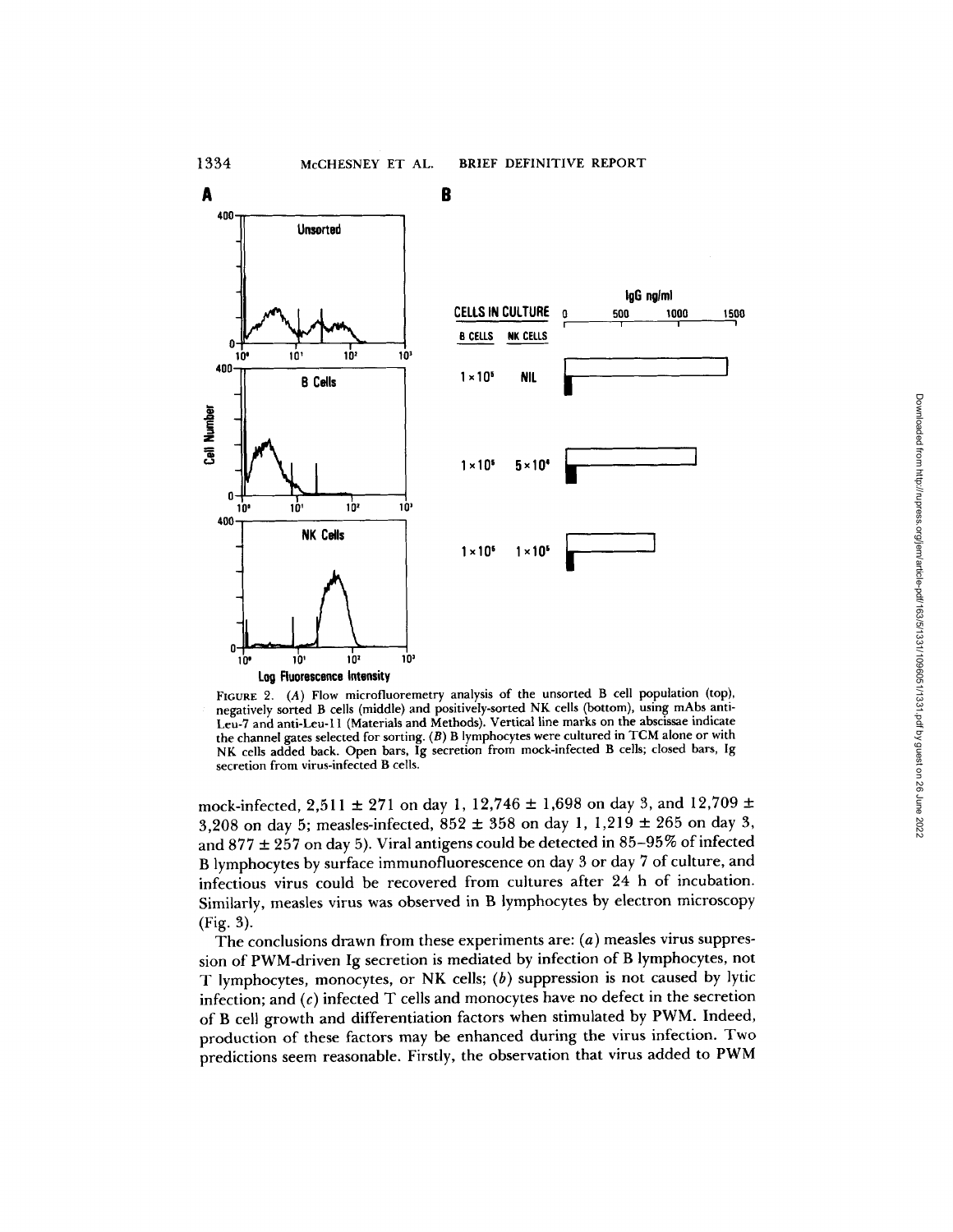FIGURE 2. (A) Flow microfluorometry analysis of the unsorted B cell population (top), negatively sorted B cells (middle) and positively-sorted NK cells (bottom), using mAbs anti-Leu-7 and anti-Leu-11 (Materials and Methods). Vertical line marks on the abscissae indicate the channel gates selected for sorting. (B) B lymphocytes were cultured in TCM alone or with NK cells added back. Open bars, Ig secretion from mock-infected B cells; closed bars, Ig secretion from virus-infected B cells.

mock-infected, 2,511 ± 271 on day 1, 12,746 ± 1,698 on day 3, and 12,709 ± 3,208 on day 5; measles-infected, 852 ± 358 on day 1, 1,219 ± 265 on day 3, and 877 ± 257 on day 5). Viral antigens could be detected in 85–95% of infected B lymphocytes by surface immunofluorescence on day 3 or day 7 of culture, and infectious virus could be recovered from cultures after 24 h of incubation. Similarly, measles virus was observed in B lymphocytes by electron microscopy (Fig. 3).

The conclusions drawn from these experiments are: (*a*) measles virus suppression of PWM-driven Ig secretion is mediated by infection of B lymphocytes, not T lymphocytes, monocytes, or NK cells; (*b*) suppression is not caused by lytic infection; and (*c*) infected T cells and monocytes have no defect in the secretion of B cell growth and differentiation factors when stimulated by PWM. Indeed, production of these factors may be enhanced during the virus infection. Two predictions seem reasonable. Firstly, the observation that virus added to PWM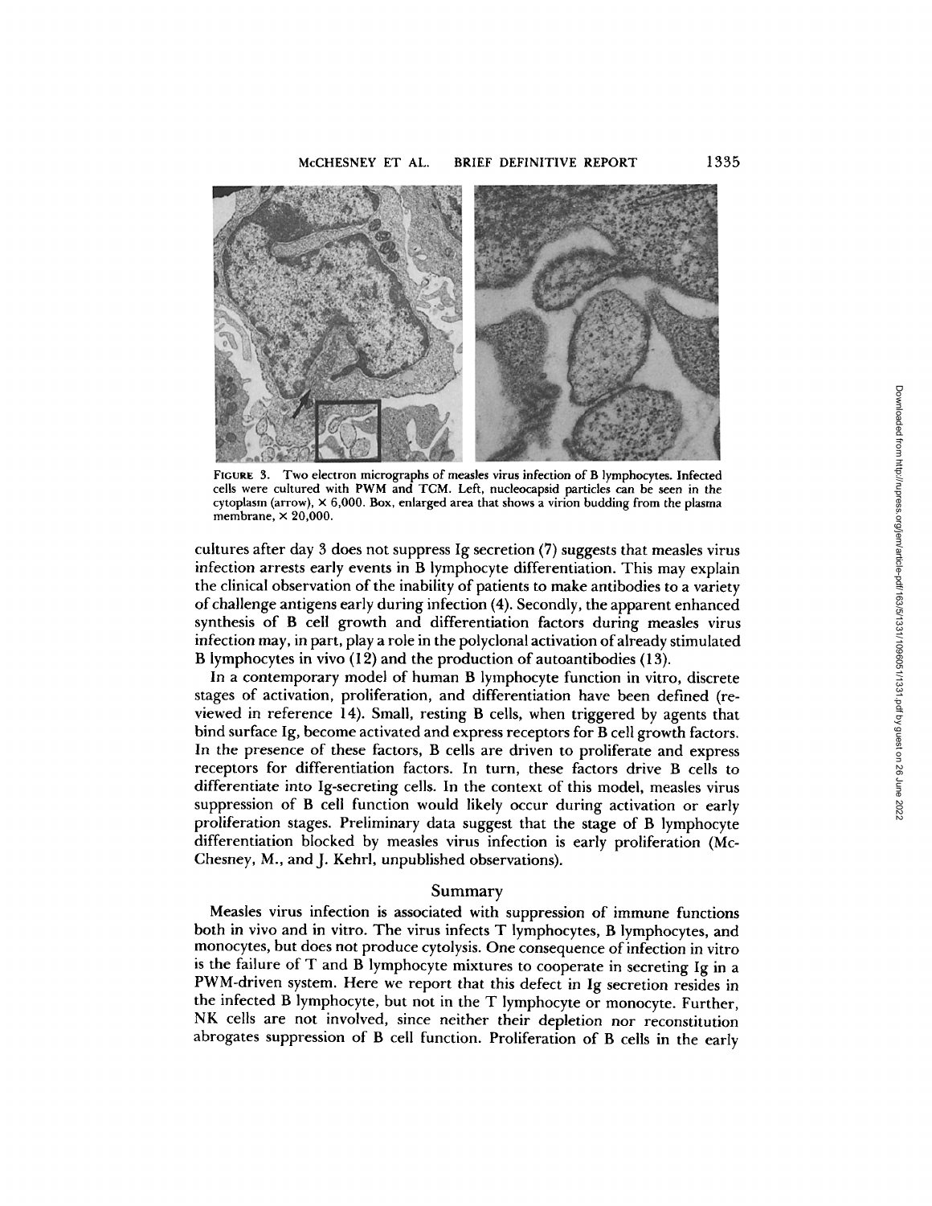FIGURE 3. Two electron micrographs of measles virus infection of B lymphocytes. Infected cells were cultured with PWM and TCM. Left, nucleocapsid particles can be seen in the cytoplasm (arrow), × 6,000. Box, enlarged area that shows a virion budding from the plasma membrane, × 20,000.

cultures after day 3 does not suppress Ig secretion (7) suggests that measles virus infection arrests early events in B lymphocyte differentiation. This may explain the clinical observation of the inability of patients to make antibodies to a variety of challenge antigens early during infection (4). Secondly, the apparent enhanced synthesis of B cell growth and differentiation factors during measles virus infection may, in part, play a role in the polyclonal activation of already stimulated B lymphocytes in vivo (12) and the production of autoantibodies (13).

In a contemporary model of human B lymphocyte function in vitro, discrete stages of activation, proliferation, and differentiation have been defined (reviewed in reference 14). Small, resting B cells, when triggered by agents that bind surface Ig, become activated and express receptors for B cell growth factors. In the presence of these factors, B cells are driven to proliferate and express receptors for differentiation factors. In turn, these factors drive B cells to differentiate into Ig-secreting cells. In the context of this model, measles virus suppression of B cell function would likely occur during activation or early proliferation stages. Preliminary data suggest that the stage of B lymphocyte differentiation blocked by measles virus infection is early proliferation (McChesney, M., and J. Kehrl, unpublished observations).

## Summary

Measles virus infection is associated with suppression of immune functions both in vivo and in vitro. The virus infects T lymphocytes, B lymphocytes, and monocytes, but does not produce cytolysis. One consequence of infection in vitro is the failure of T and B lymphocyte mixtures to cooperate in secreting Ig in a PWM-driven system. Here we report that this defect in Ig secretion resides in the infected B lymphocyte, but not in the T lymphocyte or monocyte. Further, NK cells are not involved, since neither their depletion nor reconstitution abrogates suppression of B cell function. Proliferation of B cells in the early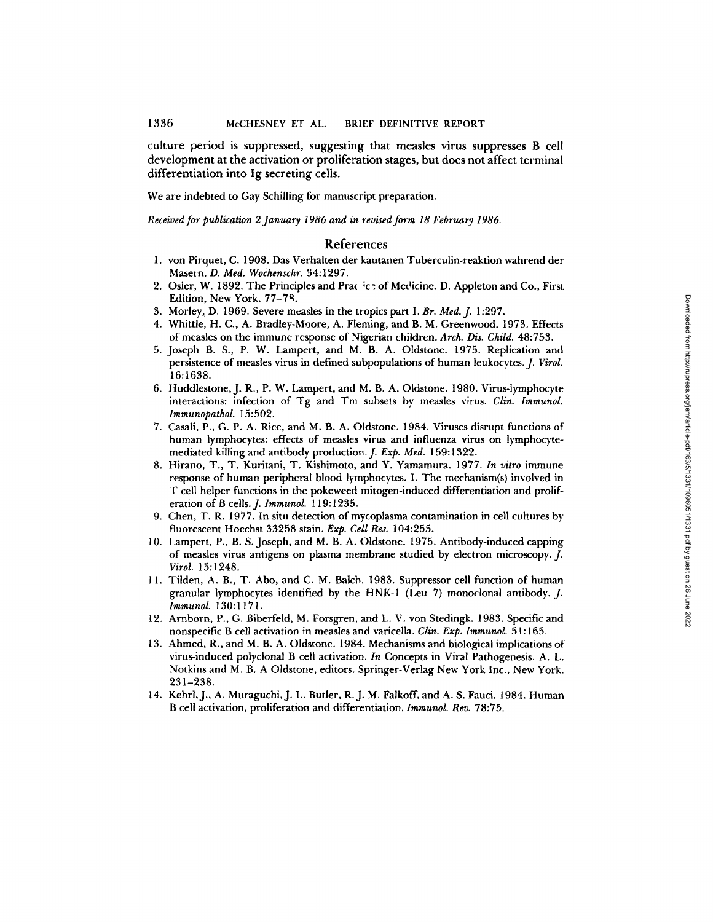culture period is suppressed, suggesting that measles virus suppresses B cell development at the activation or proliferation stages, but does not affect terminal differentiation into Ig secreting cells.

We are indebted to Gay Schilling for manuscript preparation.

*Received for publication 2 January 1986 and in revised form 18 February 1986.*

## References

1. von Pirquet, C. 1908. Das Verhalten der kautanen Tuberculin-reaktion wahrend der Masern. *D. Med. Wochenschr.* 34:1297.
2. Osler, W. 1892. The Principles and Practice of Medicine. D. Appleton and Co., First Edition, New York. 77–78.
3. Morley, D. 1969. Severe measles in the tropics part I. *Br. Med. J.* 1:297.
4. Whittle, H. C., A. Bradley-Moore, A. Fleming, and B. M. Greenwood. 1973. Effects of measles on the immune response of Nigerian children. *Arch. Dis. Child.* 48:753.
5. Joseph B. S., P. W. Lampert, and M. B. A. Oldstone. 1975. Replication and persistence of measles virus in defined subpopulations of human leukocytes. *J. Virol.* 16:1638.
6. Huddlestone, J. R., P. W. Lampert, and M. B. A. Oldstone. 1980. Virus-lymphocyte interactions: infection of Tg and Tm subsets by measles virus. *Clin. Immunol. Immunopathol.* 15:502.
7. Casali, P., G. P. A. Rice, and M. B. A. Oldstone. 1984. Viruses disrupt functions of human lymphocytes: effects of measles virus and influenza virus on lymphocyte-mediated killing and antibody production. *J. Exp. Med.* 159:1322.
8. Hirano, T., T. Kuritani, T. Kishimoto, and Y. Yamamura. 1977. *In vitro* immune response of human peripheral blood lymphocytes. I. The mechanism(s) involved in T cell helper functions in the pokeweed mitogen-induced differentiation and proliferation of B cells. *J. Immunol.* 119:1235.
9. Chen, T. R. 1977. In situ detection of mycoplasma contamination in cell cultures by fluorescent Hoechst 33258 stain. *Exp. Cell Res.* 104:255.
10. Lampert, P., B. S. Joseph, and M. B. A. Oldstone. 1975. Antibody-induced capping of measles virus antigens on plasma membrane studied by electron microscopy. *J. Virol.* 15:1248.
11. Tilden, A. B., T. Abo, and C. M. Balch. 1983. Suppressor cell function of human granular lymphocytes identified by the HNK-1 (Leu 7) monoclonal antibody. *J. Immunol.* 130:1171.
12. Arnborn, P., G. Biberfeld, M. Forsgren, and L. V. von Stedingk. 1983. Specific and nonspecific B cell activation in measles and varicella. *Clin. Exp. Immunol.* 51:165.
13. Ahmed, R., and M. B. A. Oldstone. 1984. Mechanisms and biological implications of virus-induced polyclonal B cell activation. *In* Concepts in Viral Pathogenesis. A. L. Notkins and M. B. A Oldstone, editors. Springer-Verlag New York Inc., New York. 231–238.
14. Kehrl, J., A. Muraguchi, J. L. Butler, R. J. M. Falkoff, and A. S. Fauci. 1984. Human B cell activation, proliferation and differentiation. *Immunol. Rev.* 78:75.